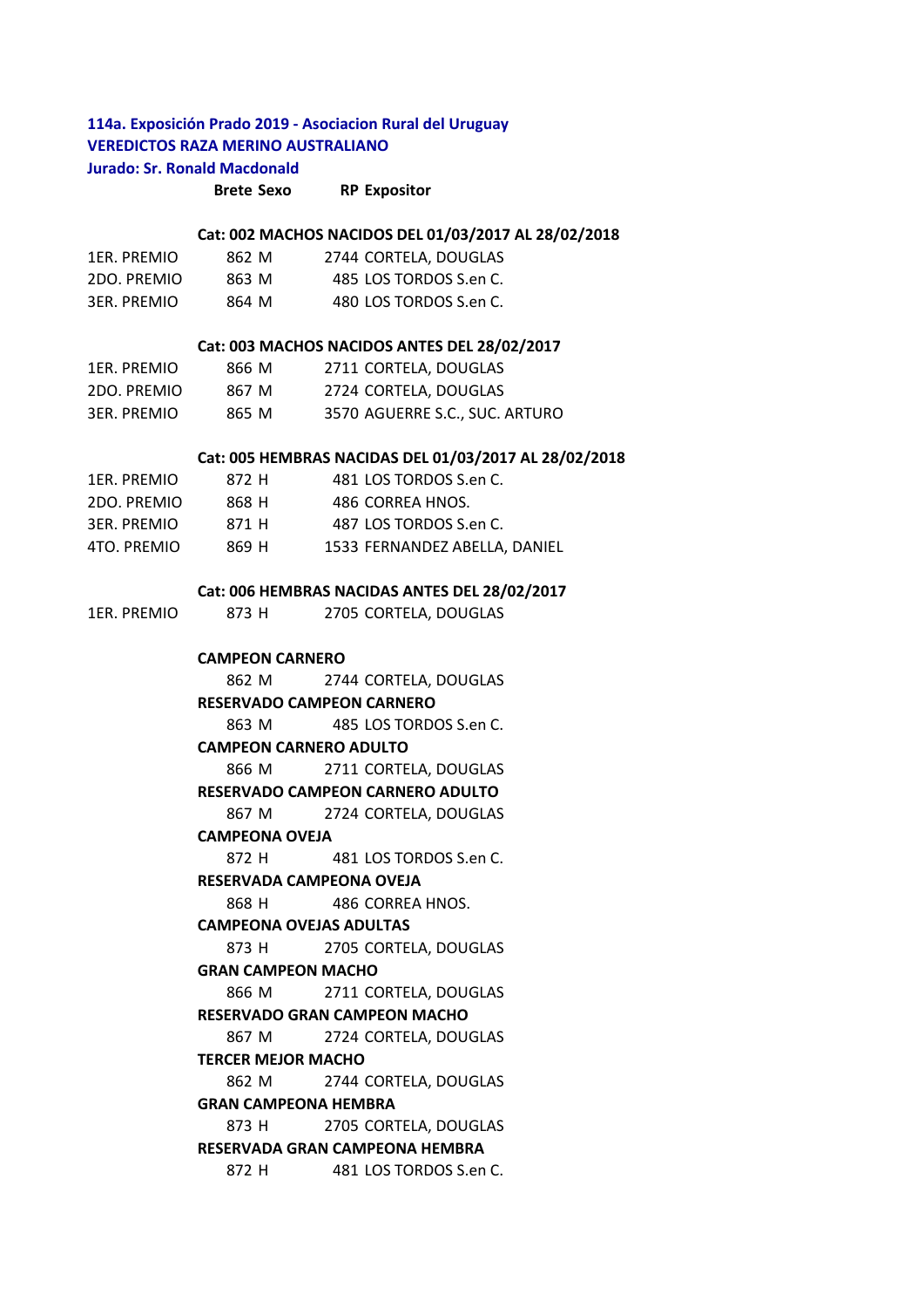**114a. Exposición Prado 2019 - Asociacion Rural del Uruguay**

**VEREDICTOS RAZA MERINO AUSTRALIANO**

**Jurado: Sr. Ronald Macdonald**

| | Brete | Sexo | RP | Expositor |
|---|---|---|---|---|
| | **Cat: 002 MACHOS NACIDOS DEL 01/03/2017 AL 28/02/2018** | | | |
| 1ER. PREMIO | 862 | M | 2744 | CORTELA, DOUGLAS |
| 2DO. PREMIO | 863 | M | 485 | LOS TORDOS S.en C. |
| 3ER. PREMIO | 864 | M | 480 | LOS TORDOS S.en C. |
| | **Cat: 003 MACHOS NACIDOS ANTES DEL 28/02/2017** | | | |
| 1ER. PREMIO | 866 | M | 2711 | CORTELA, DOUGLAS |
| 2DO. PREMIO | 867 | M | 2724 | CORTELA, DOUGLAS |
| 3ER. PREMIO | 865 | M | 3570 | AGUERRE S.C., SUC. ARTURO |
| | **Cat: 005 HEMBRAS NACIDAS DEL 01/03/2017 AL 28/02/2018** | | | |
| 1ER. PREMIO | 872 | H | 481 | LOS TORDOS S.en C. |
| 2DO. PREMIO | 868 | H | 486 | CORREA HNOS. |
| 3ER. PREMIO | 871 | H | 487 | LOS TORDOS S.en C. |
| 4TO. PREMIO | 869 | H | 1533 | FERNANDEZ ABELLA, DANIEL |
| | **Cat: 006 HEMBRAS NACIDAS ANTES DEL 28/02/2017** | | | |
| 1ER. PREMIO | 873 | H | 2705 | CORTELA, DOUGLAS |

| | Brete | Sexo | RP | Expositor |
|---|---|---|---|---|
| **CAMPEON CARNERO** | | | | |
| | 862 | M | 2744 | CORTELA, DOUGLAS |
| **RESERVADO CAMPEON CARNERO** | | | | |
| | 863 | M | 485 | LOS TORDOS S.en C. |
| **CAMPEON CARNERO ADULTO** | | | | |
| | 866 | M | 2711 | CORTELA, DOUGLAS |
| **RESERVADO CAMPEON CARNERO ADULTO** | | | | |
| | 867 | M | 2724 | CORTELA, DOUGLAS |
| **CAMPEONA OVEJA** | | | | |
| | 872 | H | 481 | LOS TORDOS S.en C. |
| **RESERVADA CAMPEONA OVEJA** | | | | |
| | 868 | H | 486 | CORREA HNOS. |
| **CAMPEONA OVEJAS ADULTAS** | | | | |
| | 873 | H | 2705 | CORTELA, DOUGLAS |
| **GRAN CAMPEON MACHO** | | | | |
| | 866 | M | 2711 | CORTELA, DOUGLAS |
| **RESERVADO GRAN CAMPEON MACHO** | | | | |
| | 867 | M | 2724 | CORTELA, DOUGLAS |
| **TERCER MEJOR MACHO** | | | | |
| | 862 | M | 2744 | CORTELA, DOUGLAS |
| **GRAN CAMPEONA HEMBRA** | | | | |
| | 873 | H | 2705 | CORTELA, DOUGLAS |
| **RESERVADA GRAN CAMPEONA HEMBRA** | | | | |
| | 872 | H | 481 | LOS TORDOS S.en C. |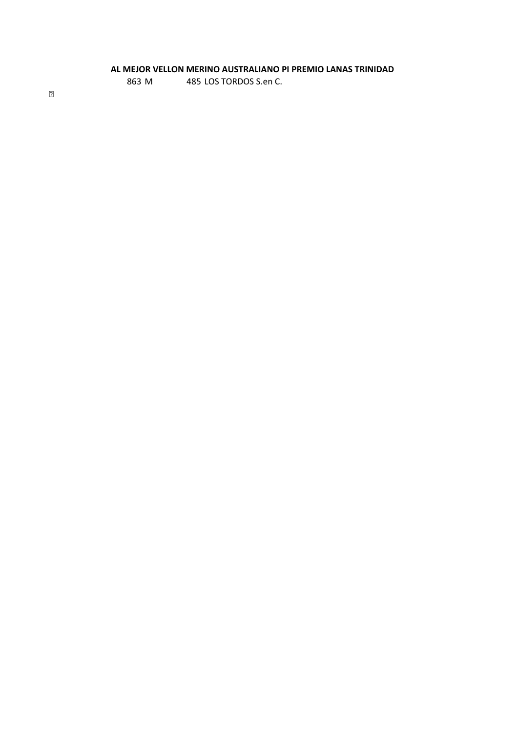**AL MEJOR VELLON MERINO AUSTRALIANO PI PREMIO LANAS TRINIDAD**

863 M 485 LOS TORDOS S.en C.